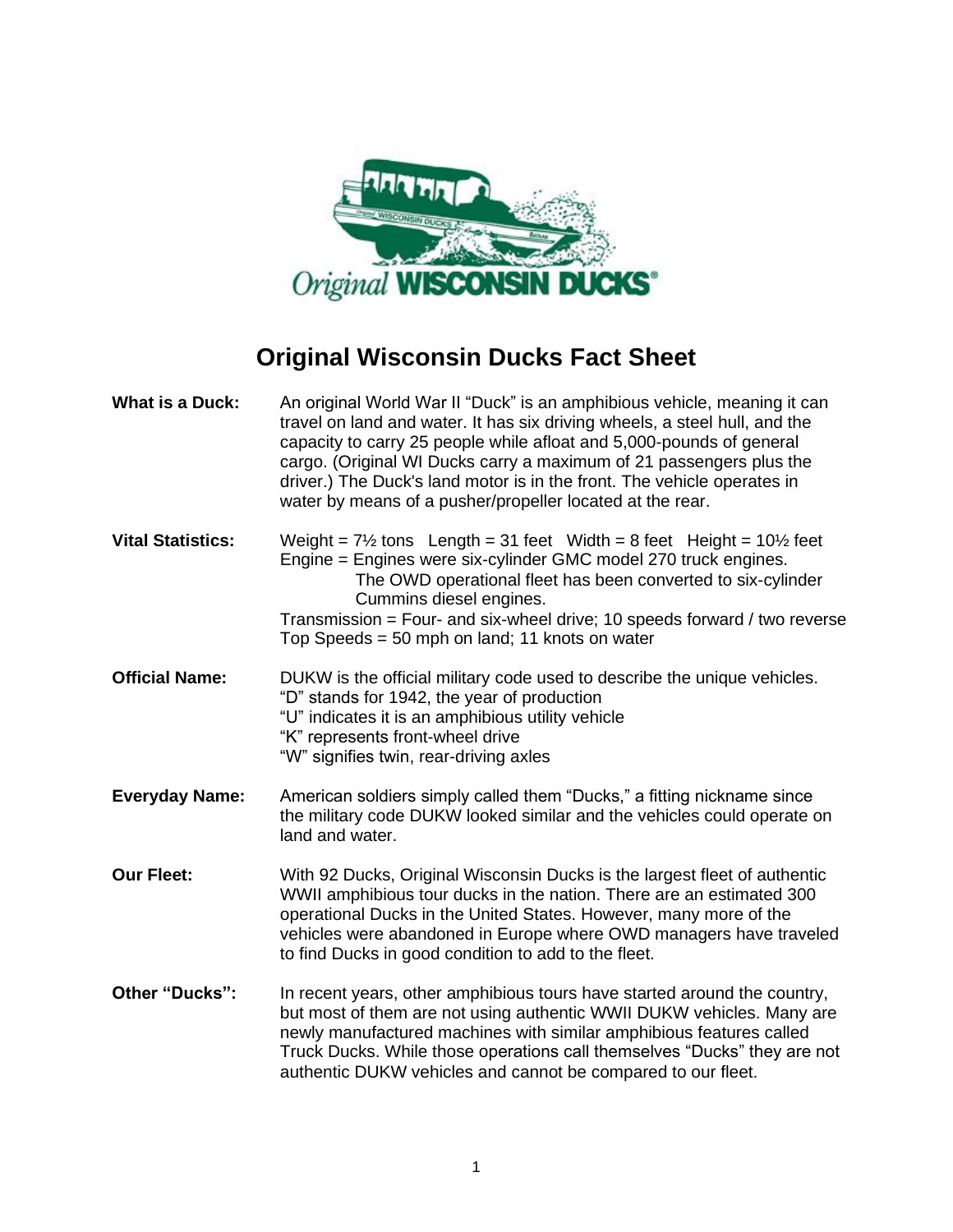# Original Wisconsin Ducks Fact Sheet

**What is a Duck:** An original World War II "Duck" is an amphibious vehicle, meaning it can travel on land and water. It has six driving wheels, a steel hull, and the capacity to carry 25 people while afloat and 5,000-pounds of general cargo. (Original WI Ducks carry a maximum of 21 passengers plus the driver.) The Duck's land motor is in the front. The vehicle operates in water by means of a pusher/propeller located at the rear.

**Vital Statistics:** Weight = 7½ tons Length = 31 feet Width = 8 feet Height = 10½ feet
Engine = Engines were six-cylinder GMC model 270 truck engines. The OWD operational fleet has been converted to six-cylinder Cummins diesel engines.
Transmission = Four- and six-wheel drive; 10 speeds forward / two reverse
Top Speeds = 50 mph on land; 11 knots on water

**Official Name:** DUKW is the official military code used to describe the unique vehicles.
"D" stands for 1942, the year of production
"U" indicates it is an amphibious utility vehicle
"K" represents front-wheel drive
"W" signifies twin, rear-driving axles

**Everyday Name:** American soldiers simply called them "Ducks," a fitting nickname since the military code DUKW looked similar and the vehicles could operate on land and water.

**Our Fleet:** With 92 Ducks, Original Wisconsin Ducks is the largest fleet of authentic WWII amphibious tour ducks in the nation. There are an estimated 300 operational Ducks in the United States. However, many more of the vehicles were abandoned in Europe where OWD managers have traveled to find Ducks in good condition to add to the fleet.

**Other "Ducks":** In recent years, other amphibious tours have started around the country, but most of them are not using authentic WWII DUKW vehicles. Many are newly manufactured machines with similar amphibious features called Truck Ducks. While those operations call themselves "Ducks" they are not authentic DUKW vehicles and cannot be compared to our fleet.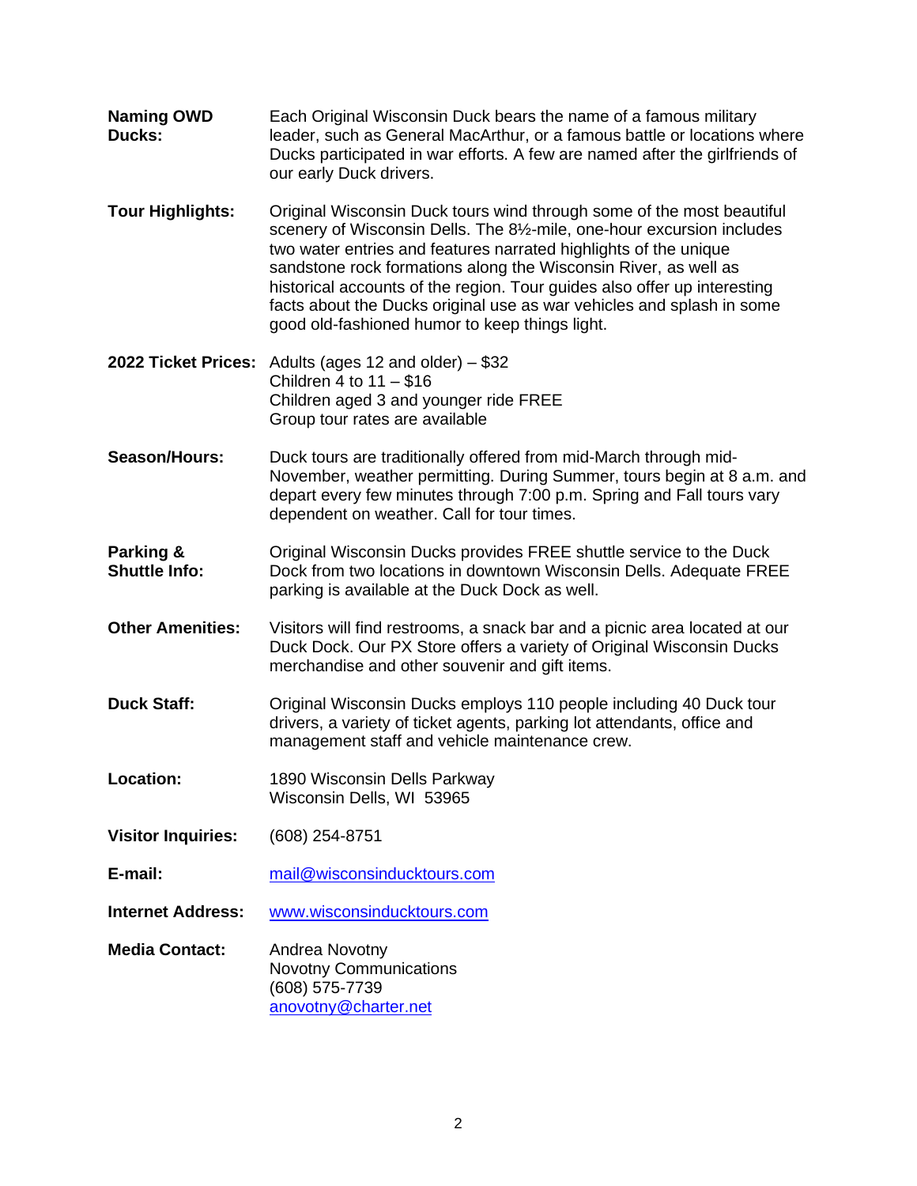**Naming OWD Ducks:** Each Original Wisconsin Duck bears the name of a famous military leader, such as General MacArthur, or a famous battle or locations where Ducks participated in war efforts. A few are named after the girlfriends of our early Duck drivers.

**Tour Highlights:** Original Wisconsin Duck tours wind through some of the most beautiful scenery of Wisconsin Dells. The 8½-mile, one-hour excursion includes two water entries and features narrated highlights of the unique sandstone rock formations along the Wisconsin River, as well as historical accounts of the region. Tour guides also offer up interesting facts about the Ducks original use as war vehicles and splash in some good old-fashioned humor to keep things light.

**2022 Ticket Prices:**
Adults (ages 12 and older) – $32
Children 4 to 11 – $16
Children aged 3 and younger ride FREE
Group tour rates are available

**Season/Hours:** Duck tours are traditionally offered from mid-March through mid-November, weather permitting. During Summer, tours begin at 8 a.m. and depart every few minutes through 7:00 p.m. Spring and Fall tours vary dependent on weather. Call for tour times.

**Parking & Shuttle Info:** Original Wisconsin Ducks provides FREE shuttle service to the Duck Dock from two locations in downtown Wisconsin Dells. Adequate FREE parking is available at the Duck Dock as well.

**Other Amenities:** Visitors will find restrooms, a snack bar and a picnic area located at our Duck Dock. Our PX Store offers a variety of Original Wisconsin Ducks merchandise and other souvenir and gift items.

**Duck Staff:** Original Wisconsin Ducks employs 110 people including 40 Duck tour drivers, a variety of ticket agents, parking lot attendants, office and management staff and vehicle maintenance crew.

**Location:**
1890 Wisconsin Dells Parkway
Wisconsin Dells, WI 53965

**Visitor Inquiries:** (608) 254-8751

**E-mail:** mail@wisconsinducktours.com

**Internet Address:** www.wisconsinducktours.com

**Media Contact:**
Andrea Novotny
Novotny Communications
(608) 575-7739
anovotny@charter.net